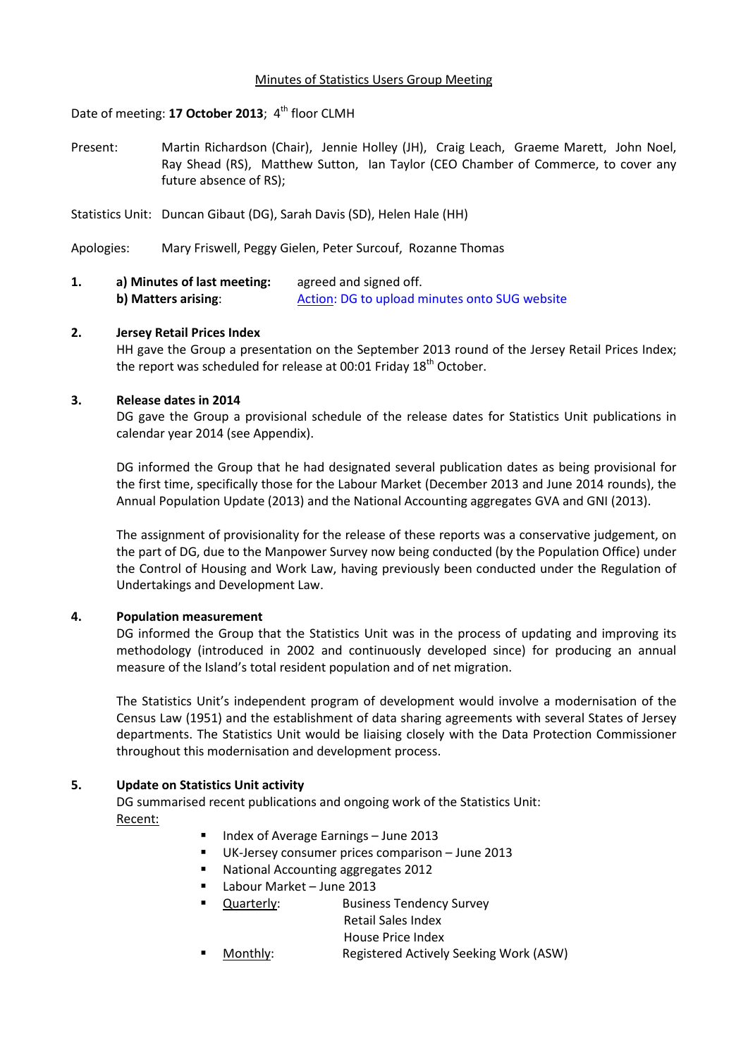Minutes of Statistics Users Group Meeting

Date of meeting: **17 October 2013**; 4th floor CLMH

Present: Martin Richardson (Chair), Jennie Holley (JH), Craig Leach, Graeme Marett, John Noel, Ray Shead (RS), Matthew Sutton, Ian Taylor (CEO Chamber of Commerce, to cover any future absence of RS);

Statistics Unit: Duncan Gibaut (DG), Sarah Davis (SD), Helen Hale (HH)

Apologies: Mary Friswell, Peggy Gielen, Peter Surcouf, Rozanne Thomas

**1. a) Minutes of last meeting:** agreed and signed off.
**b) Matters arising**: Action: DG to upload minutes onto SUG website

**2. Jersey Retail Prices Index**

HH gave the Group a presentation on the September 2013 round of the Jersey Retail Prices Index; the report was scheduled for release at 00:01 Friday 18th October.

**3. Release dates in 2014**

DG gave the Group a provisional schedule of the release dates for Statistics Unit publications in calendar year 2014 (see Appendix).

DG informed the Group that he had designated several publication dates as being provisional for the first time, specifically those for the Labour Market (December 2013 and June 2014 rounds), the Annual Population Update (2013) and the National Accounting aggregates GVA and GNI (2013).

The assignment of provisionality for the release of these reports was a conservative judgement, on the part of DG, due to the Manpower Survey now being conducted (by the Population Office) under the Control of Housing and Work Law, having previously been conducted under the Regulation of Undertakings and Development Law.

**4. Population measurement**

DG informed the Group that the Statistics Unit was in the process of updating and improving its methodology (introduced in 2002 and continuously developed since) for producing an annual measure of the Island's total resident population and of net migration.

The Statistics Unit's independent program of development would involve a modernisation of the Census Law (1951) and the establishment of data sharing agreements with several States of Jersey departments. The Statistics Unit would be liaising closely with the Data Protection Commissioner throughout this modernisation and development process.

**5. Update on Statistics Unit activity**

DG summarised recent publications and ongoing work of the Statistics Unit:

Recent:

- Index of Average Earnings – June 2013
- UK-Jersey consumer prices comparison – June 2013
- National Accounting aggregates 2012
- Labour Market – June 2013
- Quarterly: Business Tendency Survey
  Retail Sales Index
  House Price Index
- Monthly: Registered Actively Seeking Work (ASW)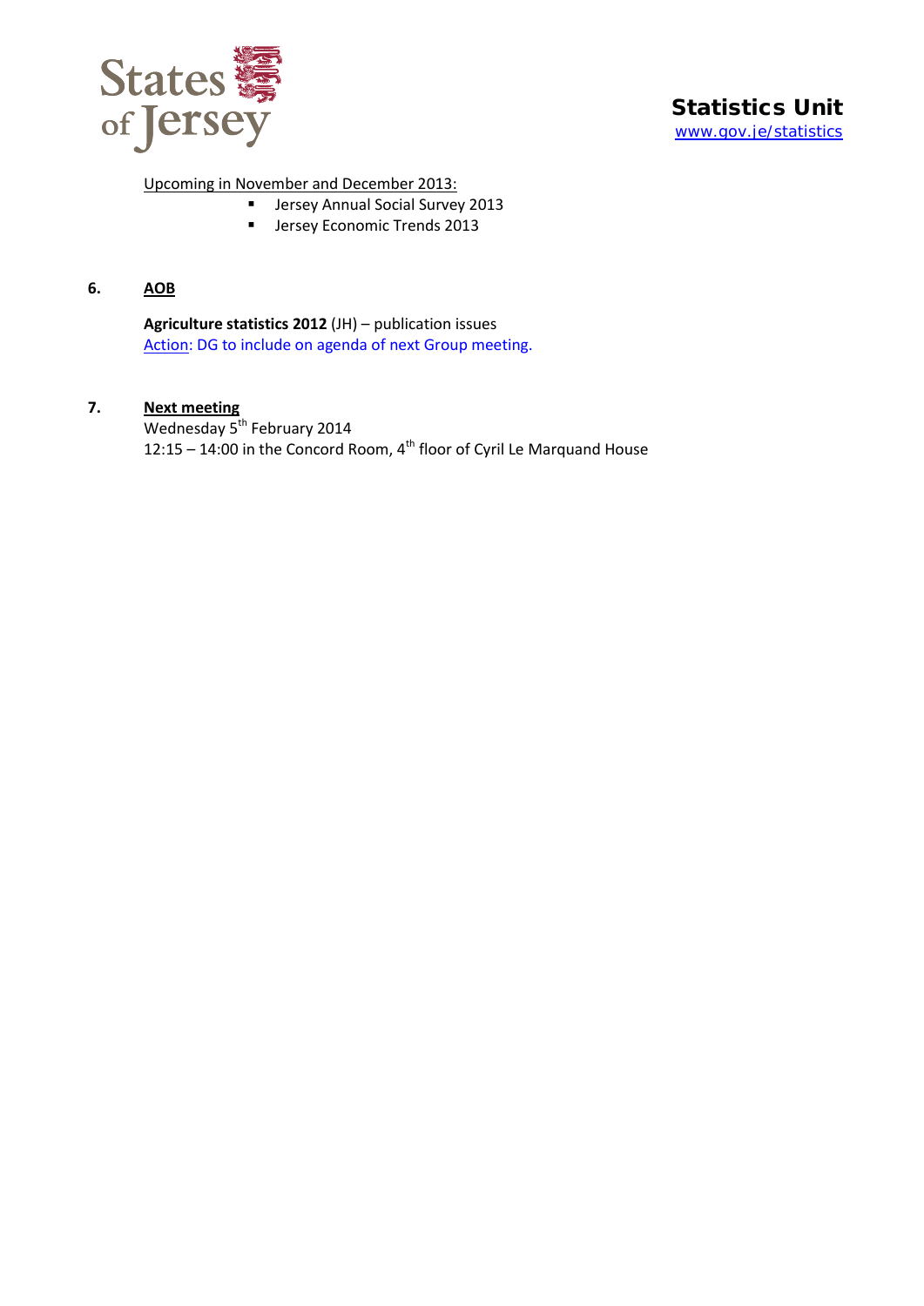Upcoming in November and December 2013:

- Jersey Annual Social Survey 2013
- Jersey Economic Trends 2013

**6. AOB**

**Agriculture statistics 2012** (JH) – publication issues
Action: DG to include on agenda of next Group meeting.

**7. Next meeting**

Wednesday 5th February 2014
12:15 – 14:00 in the Concord Room, 4th floor of Cyril Le Marquand House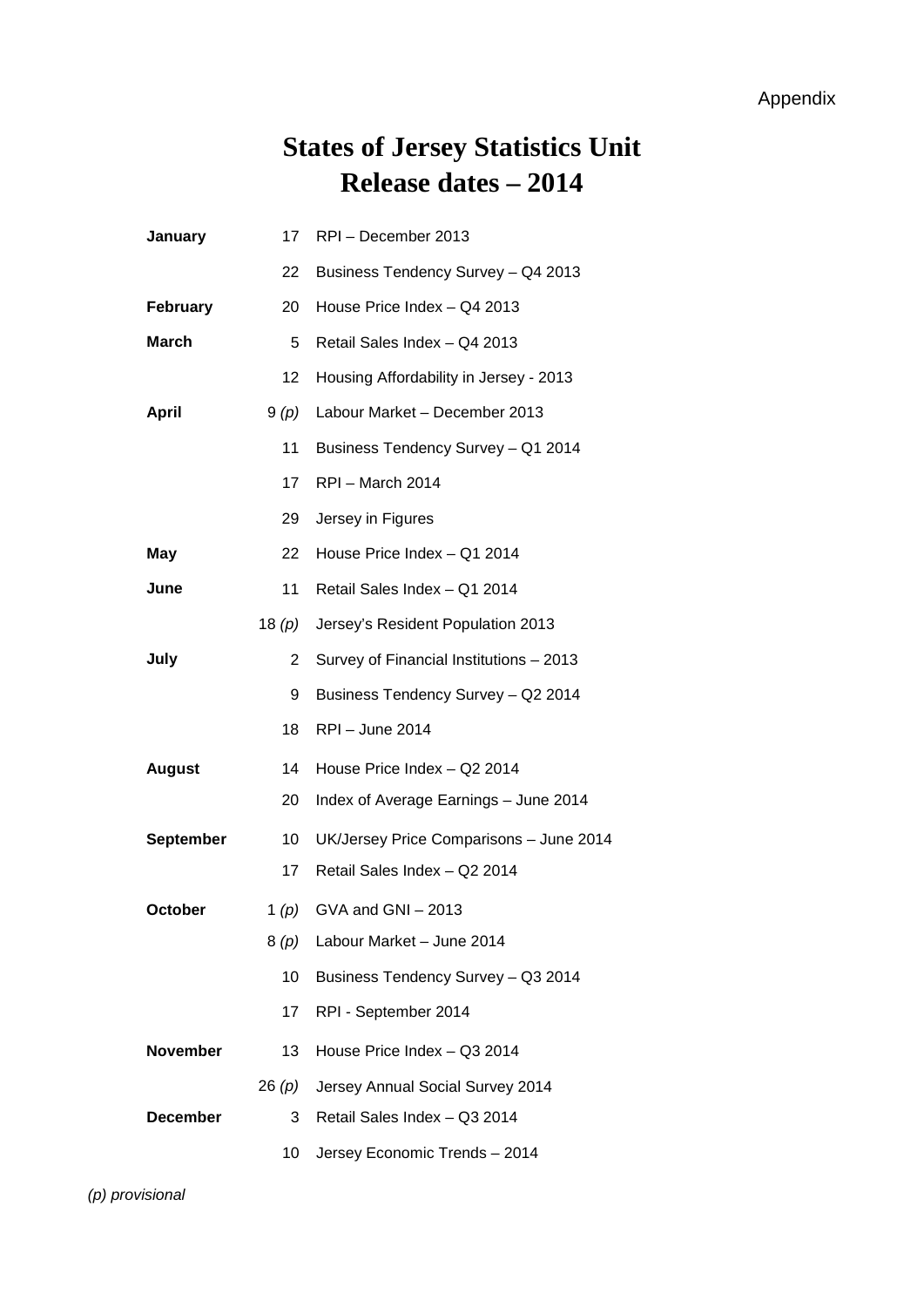Appendix

# States of Jersey Statistics Unit
# Release dates – 2014

| | | |
|---|---|---|
| **January** | 17 | RPI – December 2013 |
| | 22 | Business Tendency Survey – Q4 2013 |
| **February** | 20 | House Price Index – Q4 2013 |
| **March** | 5 | Retail Sales Index – Q4 2013 |
| | 12 | Housing Affordability in Jersey - 2013 |
| **April** | 9 *(p)* | Labour Market – December 2013 |
| | 11 | Business Tendency Survey – Q1 2014 |
| | 17 | RPI – March 2014 |
| | 29 | Jersey in Figures |
| **May** | 22 | House Price Index – Q1 2014 |
| **June** | 11 | Retail Sales Index – Q1 2014 |
| | 18 *(p)* | Jersey's Resident Population 2013 |
| **July** | 2 | Survey of Financial Institutions – 2013 |
| | 9 | Business Tendency Survey – Q2 2014 |
| | 18 | RPI – June 2014 |
| **August** | 14 | House Price Index – Q2 2014 |
| | 20 | Index of Average Earnings – June 2014 |
| **September** | 10 | UK/Jersey Price Comparisons – June 2014 |
| | 17 | Retail Sales Index – Q2 2014 |
| **October** | 1 *(p)* | GVA and GNI – 2013 |
| | 8 *(p)* | Labour Market – June 2014 |
| | 10 | Business Tendency Survey – Q3 2014 |
| | 17 | RPI - September 2014 |
| **November** | 13 | House Price Index – Q3 2014 |
| | 26 *(p)* | Jersey Annual Social Survey 2014 |
| **December** | 3 | Retail Sales Index – Q3 2014 |
| | 10 | Jersey Economic Trends – 2014 |

*(p) provisional*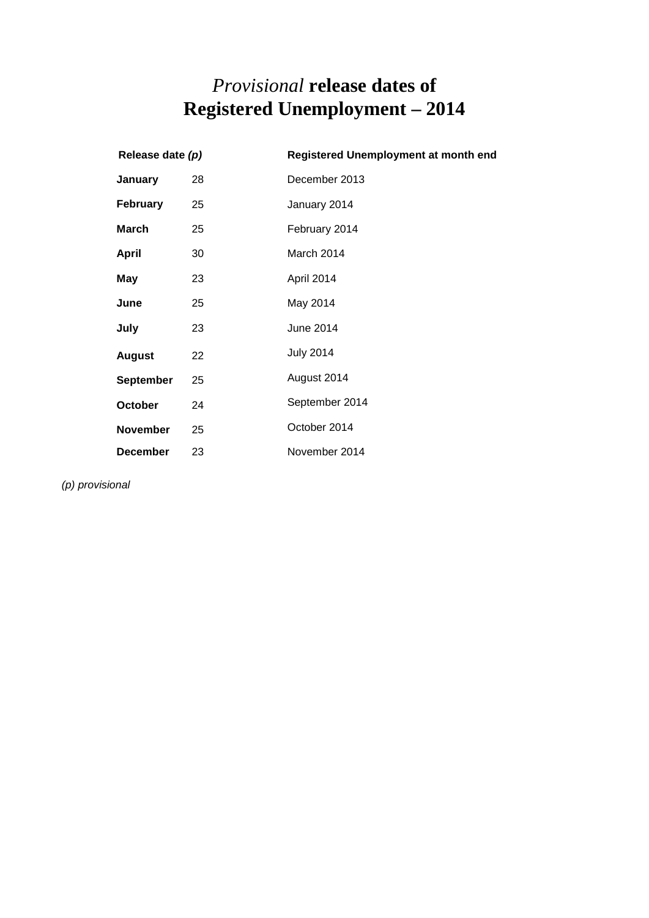# *Provisional* release dates of Registered Unemployment – 2014

| Release date *(p)* | | Registered Unemployment at month end |
|---|---|---|
| **January** | 28 | December 2013 |
| **February** | 25 | January 2014 |
| **March** | 25 | February 2014 |
| **April** | 30 | March 2014 |
| **May** | 23 | April 2014 |
| **June** | 25 | May 2014 |
| **July** | 23 | June 2014 |
| **August** | 22 | July 2014 |
| **September** | 25 | August 2014 |
| **October** | 24 | September 2014 |
| **November** | 25 | October 2014 |
| **December** | 23 | November 2014 |

*(p) provisional*